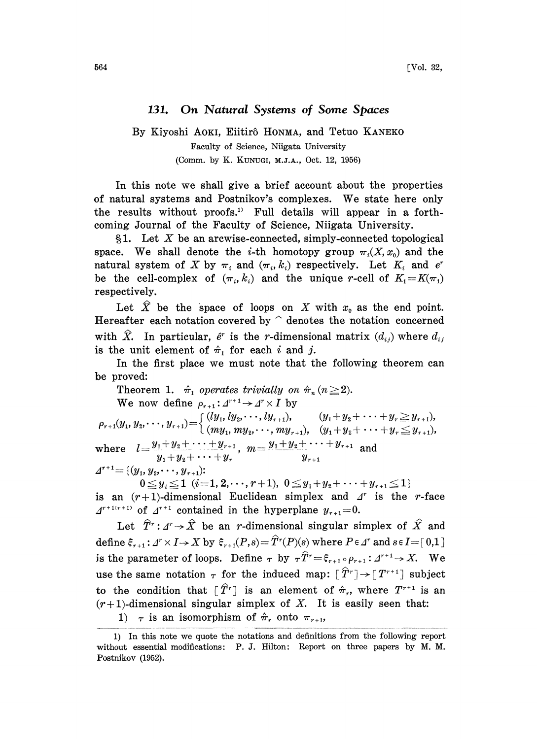# 131. On Natural Systems of Some Spaces

By Kiyoshi AOKI, Eiitirô HONMA, and Tetuo KANEKO

Faculty of Science, Niigata University

(Comm. by K. KUNUGI, M.J.A., Oct. 12, 1956)

In this note we shall give a brief account about the properties of natural systems and Postnikov's complexes. We state here only the results without proofs.[1] Full details will appear in a forthcoming Journal of the Faculty of Science, Niigata University.

§1. Let $X$ be an arcwise-connected, simply-connected topological space. We shall denote the $i$-th homotopy group $\pi_i(X, x_0)$ and the natural system of $X$ by $\pi_i$ and $(\pi_i, k_i)$ respectively. Let $K_i$ and $e^r$ be the cell-complex of $(\pi_i, k_i)$ and the unique $r$-cell of $K_1 = K(\pi_1)$ respectively.

Let $\hat{X}$ be the space of loops on $X$ with $x_0$ as the end point. Hereafter each notation covered by $\hat{}$ denotes the notation concerned with $\hat{X}$. In particular, $\hat{e}^r$ is the $r$-dimensional matrix $(d_{ij})$ where $d_{ij}$ is the unit element of $\hat{\pi}_1$ for each $i$ and $j$.

In the first place we must note that the following theorem can be proved:

Theorem 1. *$\hat{\pi}_1$ operates trivially on $\hat{\pi}_n$ $(n \geqq 2)$.*

We now define $\rho_{r+1}: \Delta^{r+1} \to \Delta^r \times I$ by

$$\rho_{r+1}(y_1, y_2, \cdots, y_{r+1}) = \begin{cases} (ly_1, ly_2, \cdots, ly_{r+1}), & (y_1 + y_2 + \cdots + y_r \geqq y_{r+1}), \\ (my_1, my_2, \cdots, my_{r+1}), & (y_1 + y_2 + \cdots + y_r \leqq y_{r+1}), \end{cases}$$

where $l = \dfrac{y_1 + y_2 + \cdots + y_{r+1}}{y_1 + y_2 + \cdots + y_r}$, $m = \dfrac{y_1 + y_2 + \cdots + y_{r+1}}{y_{r+1}}$ and

$$\Delta^{r+1} = \{(y_1, y_2, \cdots, y_{r+1}): \\ 0 \leqq y_i \leqq 1 \ (i = 1, 2, \cdots, r+1), \ 0 \leqq y_1 + y_2 + \cdots + y_{r+1} \leqq 1\}$$

is an $(r+1)$-dimensional Euclidean simplex and $\Delta^r$ is the $r$-face $\Delta^{r+1(r+1)}$ of $\Delta^{r+1}$ contained in the hyperplane $y_{r+1} = 0$.

Let $\hat{T}^r: \Delta^r \to \hat{X}$ be an $r$-dimensional singular simplex of $\hat{X}$ and define $\xi_{r+1}: \Delta^r \times I \to X$ by $\xi_{r+1}(P, s) = \hat{T}^r(P)(s)$ where $P \in \Delta^r$ and $s \in I = [0,1]$ is the parameter of loops. Define $\tau$ by $\tau\hat{T}^r = \xi_{r+1} \circ \rho_{r+1}: \Delta^{r+1} \to X$. We use the same notation $\tau$ for the induced map: $[\hat{T}^r] \to [T^{r+1}]$ subject to the condition that $[\hat{T}^r]$ is an element of $\hat{\pi}_r$, where $T^{r+1}$ is an $(r+1)$-dimensional singular simplex of $X$. It is easily seen that:

1) $\tau$ is an isomorphism of $\hat{\pi}_r$ onto $\pi_{r+1}$,

---

1) In this note we quote the notations and definitions from the following report without essential modifications: P. J. Hilton: Report on three papers by M. M. Postnikov (1952).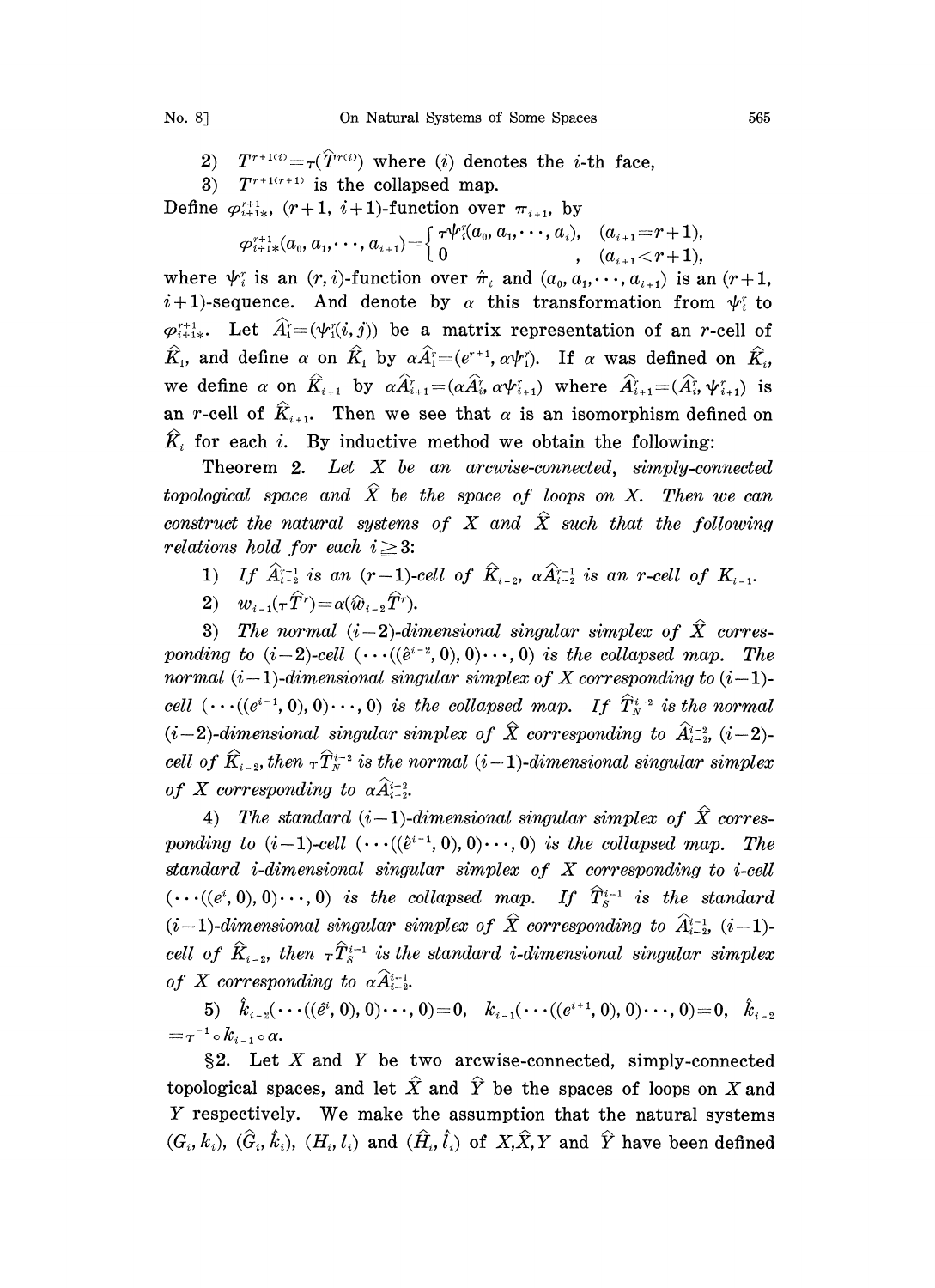2) $T^{r+1(i)} = \tau(\hat{T}^{r(i)})$ where $(i)$ denotes the $i$-th face,

3) $T^{r+1(r+1)}$ is the collapsed map.

Define $\varphi^{r+1}_{i+1*}$, $(r+1,\ i+1)$-function over $\pi_{i+1}$, by

$$\varphi^{r+1}_{i+1*}(a_0, a_1, \cdots, a_{i+1}) = \begin{cases} \tau\psi^r_i(a_0, a_1, \cdots, a_i), & (a_{i+1} = r+1), \\ 0 & , \quad (a_{i+1} < r+1), \end{cases}$$

where $\psi^r_i$ is an $(r, i)$-function over $\hat{\pi}_i$ and $(a_0, a_1, \cdots, a_{i+1})$ is an $(r+1,\ i+1)$-sequence. And denote by $\alpha$ this transformation from $\psi^r_i$ to $\varphi^{r+1}_{i+1*}$. Let $\hat{A}^r_1 = (\psi^r_1(i, j))$ be a matrix representation of an $r$-cell of $\hat{K}_1$, and define $\alpha$ on $\hat{K}_1$ by $\alpha\hat{A}^r_1 = (e^{r+1}, \alpha\psi^r_1)$. If $\alpha$ was defined on $\hat{K}_i$, we define $\alpha$ on $\hat{K}_{i+1}$ by $\alpha\hat{A}^r_{i+1} = (\alpha\hat{A}^r_i, \alpha\psi^r_{i+1})$ where $\hat{A}^r_{i+1} = (\hat{A}^r_i, \psi^r_{i+1})$ is an $r$-cell of $\hat{K}_{i+1}$. Then we see that $\alpha$ is an isomorphism defined on $\hat{K}_i$ for each $i$. By inductive method we obtain the following:

Theorem 2. *Let $X$ be an arcwise-connected, simply-connected topological space and $\hat{X}$ be the space of loops on $X$. Then we can construct the natural systems of $X$ and $\hat{X}$ such that the following relations hold for each $i \geqq 3$:*

1) *If $\hat{A}^{r-1}_{i-2}$ is an $(r-1)$-cell of $\hat{K}_{i-2}$, $\alpha\hat{A}^{r-1}_{i-2}$ is an $r$-cell of $K_{i-1}$.*

2) $w_{i-1}(\tau\hat{T}^r) = \alpha(\hat{w}_{i-2}\hat{T}^r)$.

3) *The normal $(i-2)$-dimensional singular simplex of $\hat{X}$ corresponding to $(i-2)$-cell $(\cdots((\hat{e}^{i-2}, 0), 0)\cdots, 0)$ is the collapsed map. The normal $(i-1)$-dimensional singular simplex of $X$ corresponding to $(i-1)$-cell $(\cdots((e^{i-1}, 0), 0)\cdots, 0)$ is the collapsed map. If $\hat{T}^{i-2}_N$ is the normal $(i-2)$-dimensional singular simplex of $\hat{X}$ corresponding to $\hat{A}^{i-2}_{i-2}$, $(i-2)$-cell of $\hat{K}_{i-2}$, then $\tau\hat{T}^{i-2}_N$ is the normal $(i-1)$-dimensional singular simplex of $X$ corresponding to $\alpha\hat{A}^{i-2}_{i-2}$.*

4) *The standard $(i-1)$-dimensional singular simplex of $\hat{X}$ corresponding to $(i-1)$-cell $(\cdots((\hat{e}^{i-1}, 0), 0)\cdots, 0)$ is the collapsed map. The standard $i$-dimensional singular simplex of $X$ corresponding to $i$-cell $(\cdots((e^i, 0), 0)\cdots, 0)$ is the collapsed map. If $\hat{T}^{i-1}_S$ is the standard $(i-1)$-dimensional singular simplex of $\hat{X}$ corresponding to $\hat{A}^{i-1}_{i-2}$, $(i-1)$-cell of $\hat{K}_{i-2}$, then $\tau\hat{T}^{i-1}_S$ is the standard $i$-dimensional singular simplex of $X$ corresponding to $\alpha\hat{A}^{i-1}_{i-2}$.*

5) $\hat{k}_{i-2}(\cdots((\hat{e}^i, 0), 0)\cdots, 0) = 0$, $k_{i-1}(\cdots((e^{i+1}, 0), 0)\cdots, 0) = 0$, $\hat{k}_{i-2} = \tau^{-1} \circ k_{i-1} \circ \alpha$.

§2. Let $X$ and $Y$ be two arcwise-connected, simply-connected topological spaces, and let $\hat{X}$ and $\hat{Y}$ be the spaces of loops on $X$ and $Y$ respectively. We make the assumption that the natural systems $(G_i, k_i)$, $(\hat{G}_i, \hat{k}_i)$, $(H_i, l_i)$ and $(\hat{H}_i, \hat{l}_i)$ of $X, \hat{X}, Y$ and $\hat{Y}$ have been defined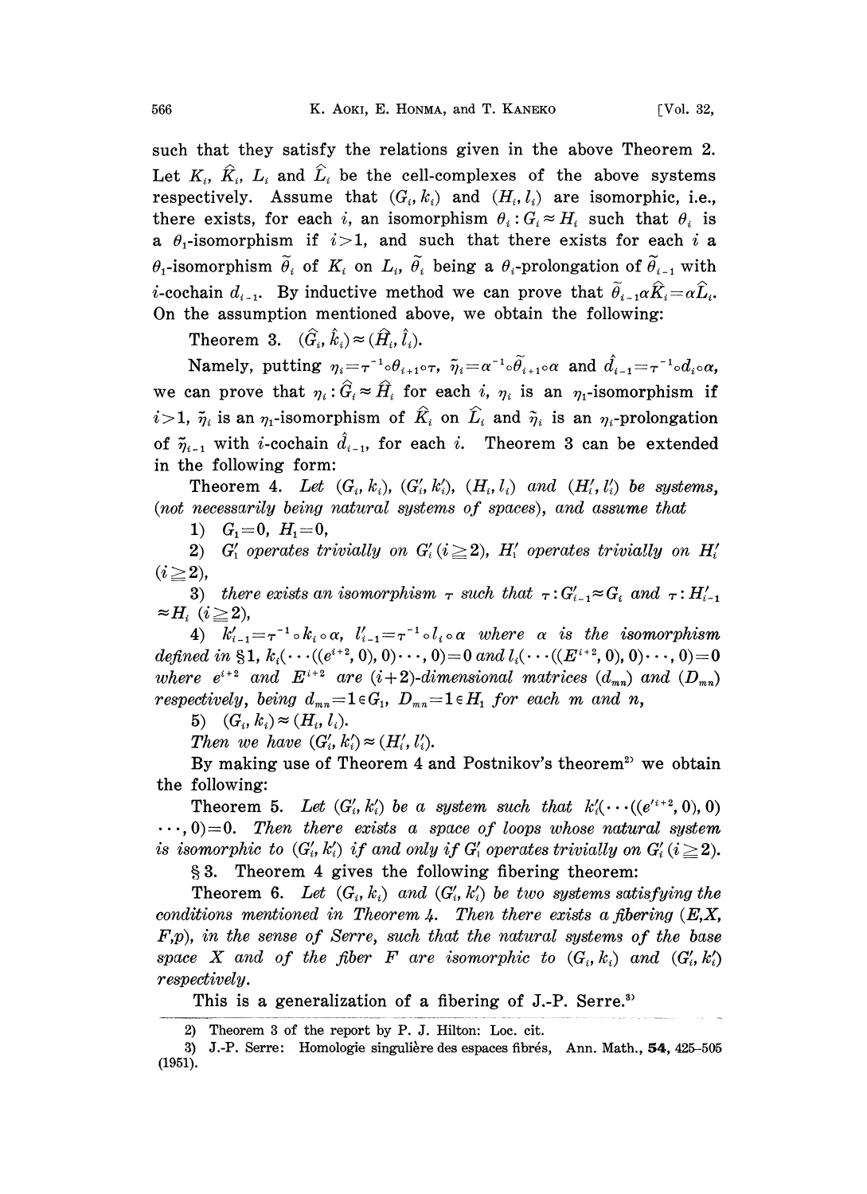such that they satisfy the relations given in the above Theorem 2. Let $K_i$, $\hat{K}_i$, $L_i$ and $\hat{L}_i$ be the cell-complexes of the above systems respectively. Assume that $(G_i, k_i)$ and $(H_i, l_i)$ are isomorphic, i.e., there exists, for each $i$, an isomorphism $\theta_i : G_i \approx H_i$ such that $\theta_i$ is a $\theta_1$-isomorphism if $i>1$, and such that there exists for each $i$ a $\theta_1$-isomorphism $\tilde{\theta}_i$ of $K_i$ on $L_i$, $\tilde{\theta}_i$ being a $\theta_i$-prolongation of $\tilde{\theta}_{i-1}$ with $i$-cochain $d_{i-1}$. By inductive method we can prove that $\tilde{\theta}_{i-1}\alpha\hat{K}_i = \alpha\hat{L}_i$. On the assumption mentioned above, we obtain the following:

Theorem 3. $(\hat{G}_i, \hat{k}_i) \approx (\hat{H}_i, \hat{l}_i)$.

Namely, putting $\eta_i = \tau^{-1} \circ \theta_{i+1} \circ \tau$, $\tilde{\eta}_i = \alpha^{-1} \circ \tilde{\theta}_{i+1} \circ \alpha$ and $\hat{d}_{i-1} = \tau^{-1} \circ d_i \circ \alpha$, we can prove that $\eta_i : \hat{G}_i \approx \hat{H}_i$ for each $i$, $\eta_i$ is an $\eta_1$-isomorphism if $i>1$, $\tilde{\eta}_i$ is an $\eta_1$-isomorphism of $\hat{K}_i$ on $\hat{L}_i$ and $\tilde{\eta}_i$ is an $\eta_i$-prolongation of $\tilde{\eta}_{i-1}$ with $i$-cochain $\hat{d}_{i-1}$, for each $i$. Theorem 3 can be extended in the following form:

Theorem 4. *Let $(G_i, k_i)$, $(G'_i, k'_i)$, $(H_i, l_i)$ and $(H'_i, l'_i)$ be systems, (not necessarily being natural systems of spaces), and assume that*

1) $G_1 = 0$, $H_1 = 0$,

2) *$G'_1$ operates trivially on $G'_i$ $(i \geqq 2)$, $H'_1$ operates trivially on $H'_i$ $(i \geqq 2)$,*

3) *there exists an isomorphism $\tau$ such that $\tau : G'_{i-1} \approx G_i$ and $\tau : H'_{i-1} \approx H_i$ $(i \geqq 2)$,*

4) *$k'_{i-1} = \tau^{-1} \circ k_i \circ \alpha$, $l'_{i-1} = \tau^{-1} \circ l_i \circ \alpha$ where $\alpha$ is the isomorphism defined in §1, $k_i(\cdots((e^{i+2}, 0), 0)\cdots, 0) = 0$ and $l_i(\cdots((E^{i+2}, 0), 0)\cdots, 0) = 0$ where $e^{i+2}$ and $E^{i+2}$ are $(i+2)$-dimensional matrices $(d_{mn})$ and $(D_{mn})$ respectively, being $d_{mn} = 1 \in G_1$, $D_{mn} = 1 \in H_1$ for each $m$ and $n$,*

5) $(G_i, k_i) \approx (H_i, l_i)$.

*Then we have $(G'_i, k'_i) \approx (H'_i, l'_i)$.*

By making use of Theorem 4 and Postnikov's theorem[2] we obtain the following:

Theorem 5. *Let $(G'_i, k'_i)$ be a system such that $k'_i(\cdots((e'^{i+2}, 0), 0)\cdots, 0) = 0$. Then there exists a space of loops whose natural system is isomorphic to $(G'_i, k'_i)$ if and only if $G'_1$ operates trivially on $G'_i$ $(i \geqq 2)$.*

§3. Theorem 4 gives the following fibering theorem:

Theorem 6. *Let $(G_i, k_i)$ and $(G'_i, k'_i)$ be two systems satisfying the conditions mentioned in Theorem 4. Then there exists a fibering $(E, X, F, p)$, in the sense of Serre, such that the natural systems of the base space $X$ and of the fiber $F$ are isomorphic to $(G_i, k_i)$ and $(G'_i, k'_i)$ respectively.*

This is a generalization of a fibering of J.-P. Serre.[3]

---

2) Theorem 3 of the report by P. J. Hilton: Loc. cit.

3) J.-P. Serre: Homologie singulière des espaces fibrés, Ann. Math., **54**, 425–505 (1951).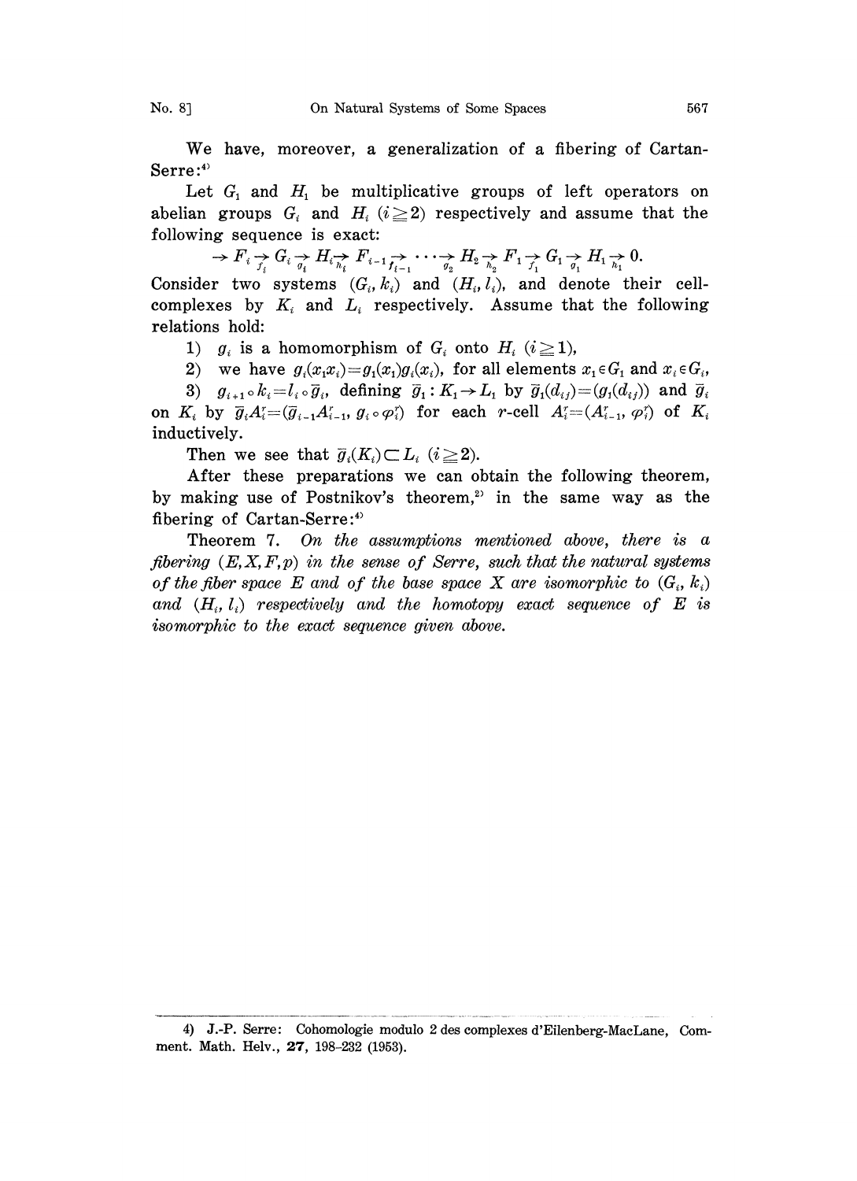We have, moreover, a generalization of a fibering of Cartan-Serre:[4]

Let $G_1$ and $H_1$ be multiplicative groups of left operators on abelian groups $G_i$ and $H_i$ $(i \geqq 2)$ respectively and assume that the following sequence is exact:

$$\rightarrow F_i \underset{f_i}{\rightarrow} G_i \underset{g_i}{\rightarrow} H_i \underset{h_i}{\rightarrow} F_{i-1} \underset{f_{i-1}}{\rightarrow} \cdots \underset{g_2}{\rightarrow} H_2 \underset{h_2}{\rightarrow} F_1 \underset{f_1}{\rightarrow} G_1 \underset{g_1}{\rightarrow} H_1 \underset{h_1}{\rightarrow} 0.$$

Consider two systems $(G_i, k_i)$ and $(H_i, l_i)$, and denote their cell-complexes by $K_i$ and $L_i$ respectively. Assume that the following relations hold:

1) $g_i$ is a homomorphism of $G_i$ onto $H_i$ $(i \geqq 1)$,

2) we have $g_i(x_1 x_i) = g_1(x_1) g_i(x_i)$, for all elements $x_1 \in G_1$ and $x_i \in G_i$,

3) $g_{i+1} \circ k_i = l_i \circ \bar{g}_i$, defining $\bar{g}_1 : K_1 \rightarrow L_1$ by $\bar{g}_1(d_{ij}) = (g_1(d_{ij}))$ and $\bar{g}_i$ on $K_i$ by $\bar{g}_i A_i^r = (\bar{g}_{i-1} A_{i-1}^r, g_i \circ \varphi_i^r)$ for each $r$-cell $A_i^r = (A_{i-1}^r, \varphi_i^r)$ of $K_i$ inductively.

Then we see that $\bar{g}_i(K_i) \subset L_i$ $(i \geqq 2)$.

After these preparations we can obtain the following theorem, by making use of Postnikov's theorem,[2] in the same way as the fibering of Cartan-Serre:[4]

Theorem 7. *On the assumptions mentioned above, there is a fibering $(E, X, F, p)$ in the sense of Serre, such that the natural systems of the fiber space $E$ and of the base space $X$ are isomorphic to $(G_i, k_i)$ and $(H_i, l_i)$ respectively and the homotopy exact sequence of $E$ is isomorphic to the exact sequence given above.*

---

4) J.-P. Serre: Cohomologie modulo 2 des complexes d'Eilenberg-MacLane, Comment. Math. Helv., **27**, 198–232 (1953).